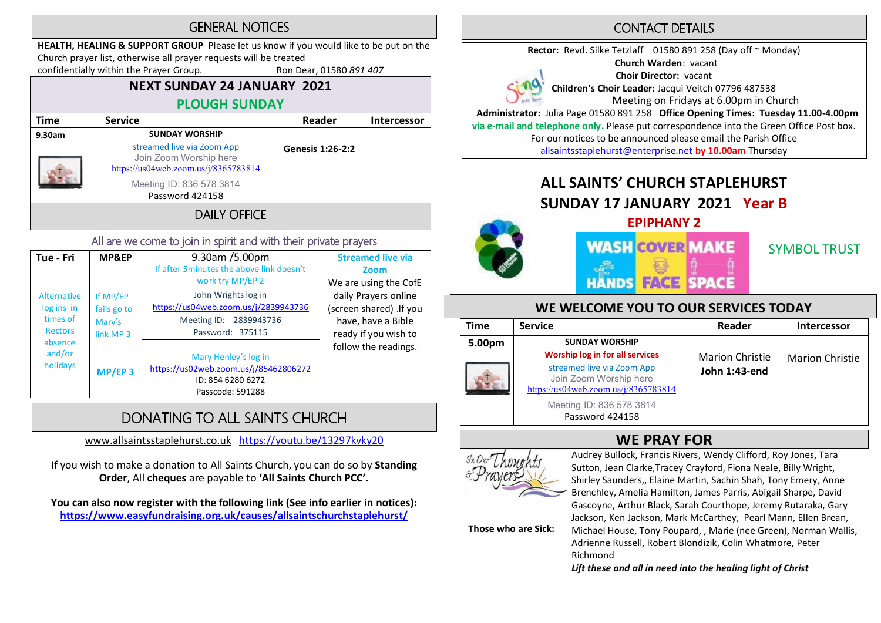## GENERAL NOTICES

**HEALTH, HEALING & SUPPORT GROUP** Please let us know if you would like to be put on the Church prayer list, otherwise all prayer requests will be treated confidentially within the Prayer Group. Ron Dear, 01580 *891 407*

## NEXT SUNDAY 24 JANUARY 2021

### PLOUGH SUNDAY

| Time | Service | Reader | Intercessor |
|---|---|---|---|
| 9.30am | SUNDAY WORSHIP<br>streamed live via Zoom App<br>Join Zoom Worship here<br>https://us04web.zoom.us/j/8365783814<br>Meeting ID: 836 578 3814<br>Password 424158 | Genesis 1:26-2:2 | |

## DAILY OFFICE

All are welcome to join in spirit and with their private prayers

| Tue - Fri | MP&EP | 9.30am /5.00pm | Streamed live via Zoom |
|---|---|---|---|
| | | If after 5minutes the above link doesn't work try MP/EP 2 | We are using the CofE daily Prayers online (screen shared) .If you have, have a Bible ready if you wish to follow the readings. |
| Alternative log ins in times of Rectors absence and/or holidays | If MP/EP fails go to Mary's link MP 3 | John Wrights log in<br>https://us04web.zoom.us/j/2839943736<br>Meeting ID: 2839943736<br>Password: 375115 | |
| | MP/EP 3 | Mary Henley's log in<br>https://us02web.zoom.us/j/85462806272<br>ID: 854 6280 6272<br>Passcode: 591288 | |

## DONATING TO ALL SAINTS CHURCH

www.allsaintsstaplehurst.co.uk https://youtu.be/13297kvky20

If you wish to make a donation to All Saints Church, you can do so by **Standing Order**, All **cheques** are payable to **'All Saints Church PCC'.**

**You can also now register with the following link (See info earlier in notices):**
**https://www.easyfundraising.org.uk/causes/allsaintschurchstaplehurst/**

## CONTACT DETAILS

**Rector:** Revd. Silke Tetzlaff 01580 891 258 (Day off ~ Monday)
**Church Warden**: vacant
**Choir Director:** vacant
**Children's Choir Leader:** Jacqui Veitch 07796 487538
Meeting on Fridays at 6.00pm in Church
**Administrator:** Julia Page 01580 891 258 **Office Opening Times: Tuesday 11.00-4.00pm** **via e-mail and telephone only.** Please put correspondence into the Green Office Post box.
For our notices to be announced please email the Parish Office allsaintstaplehurst@enterprise.net **by 10.00am** Thursday

# ALL SAINTS' CHURCH STAPLEHURST

## SUNDAY 17 JANUARY 2021 Year B

### EPIPHANY 2

WASH HANDS COVER FACE MAKE SPACE

SYMBOL TRUST

## WE WELCOME YOU TO OUR SERVICES TODAY

| Time | Service | Reader | Intercessor |
|---|---|---|---|
| 5.00pm | SUNDAY WORSHIP<br>**Worship log in for all services**<br>streamed live via Zoom App<br>Join Zoom Worship here<br>https://us04web.zoom.us/j/8365783814<br>Meeting ID: 836 578 3814<br>Password 424158 | Marion Christie<br>**John 1:43-end** | Marion Christie |

## WE PRAY FOR

**Those who are Sick:** Audrey Bullock, Francis Rivers, Wendy Clifford, Roy Jones, Tara Sutton, Jean Clarke,Tracey Crayford, Fiona Neale, Billy Wright, Shirley Saunders,, Elaine Martin, Sachin Shah, Tony Emery, Anne Brenchley, Amelia Hamilton, James Parris, Abigail Sharpe, David Gascoyne, Arthur Black, Sarah Courthope, Jeremy Rutaraka, Gary Jackson, Ken Jackson, Mark McCarthey, Pearl Mann, Ellen Brean, Michael House, Tony Poupard, , Marie (nee Green), Norman Wallis, Adrienne Russell, Robert Blondizik, Colin Whatmore, Peter Richmond

***Lift these and all in need into the healing light of Christ***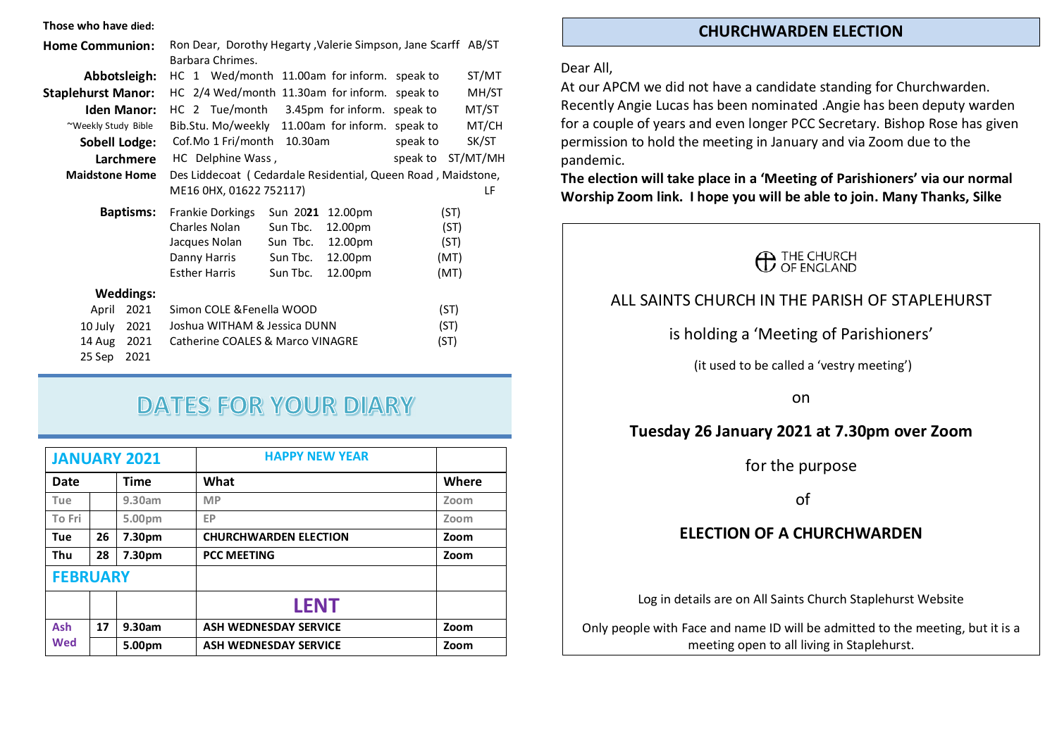**Those who have died:**

| | | |
|---|---|---|
| **Home Communion:** | Ron Dear, Dorothy Hegarty ,Valerie Simpson, Jane Scarff Barbara Chrimes. | AB/ST |
| **Abbotsleigh:** | HC 1 Wed/month 11.00am for inform. speak to | ST/MT |
| **Staplehurst Manor:** | HC 2/4 Wed/month 11.30am for inform. speak to | MH/ST |
| **Iden Manor:** | HC 2 Tue/month 3.45pm for inform. speak to | MT/ST |
| ~Weekly Study Bible | Bib.Stu. Mo/weekly 11.00am for inform. speak to | MT/CH |
| **Sobell Lodge:** | Cof.Mo 1 Fri/month 10.30am speak to | SK/ST |
| **Larchmere** | HC Delphine Wass , speak to | ST/MT/MH |
| **Maidstone Home** | Des Liddecoat ( Cedardale Residential, Queen Road , Maidstone, ME16 0HX, 01622 752117) | LF |

**Baptisms:**

| | | | |
|---|---|---|---|
| Frankie Dorkings | Sun 2021 | 12.00pm | (ST) |
| Charles Nolan | Sun Tbc. | 12.00pm | (ST) |
| Jacques Nolan | Sun Tbc. | 12.00pm | (ST) |
| Danny Harris | Sun Tbc. | 12.00pm | (MT) |
| Esther Harris | Sun Tbc. | 12.00pm | (MT) |

**Weddings:**

| | | |
|---|---|---|
| April 2021 | Simon COLE &Fenella WOOD | (ST) |
| 10 July 2021 | Joshua WITHAM & Jessica DUNN | (ST) |
| 14 Aug 2021 | Catherine COALES & Marco VINAGRE | (ST) |
| 25 Sep 2021 | | |

# DATES FOR YOUR DIARY

| **JANUARY 2021** | | | **HAPPY NEW YEAR** | |
|---|---|---|---|---|
| **Date** | | **Time** | **What** | **Where** |
| Tue | | 9.30am | MP | Zoom |
| To Fri | | 5.00pm | EP | Zoom |
| **Tue** | **26** | **7.30pm** | **CHURCHWARDEN ELECTION** | **Zoom** |
| **Thu** | **28** | **7.30pm** | **PCC MEETING** | **Zoom** |
| **FEBRUARY** | | | | |
| | | | **LENT** | |
| **Ash Wed** | **17** | **9.30am** | **ASH WEDNESDAY SERVICE** | **Zoom** |
| | | **5.00pm** | **ASH WEDNESDAY SERVICE** | **Zoom** |

## CHURCHWARDEN ELECTION

Dear All,

At our APCM we did not have a candidate standing for Churchwarden. Recently Angie Lucas has been nominated .Angie has been deputy warden for a couple of years and even longer PCC Secretary. Bishop Rose has given permission to hold the meeting in January and via Zoom due to the pandemic.

**The election will take place in a 'Meeting of Parishioners' via our normal Worship Zoom link. I hope you will be able to join. Many Thanks, Silke**

THE CHURCH OF ENGLAND

ALL SAINTS CHURCH IN THE PARISH OF STAPLEHURST

is holding a 'Meeting of Parishioners'

(it used to be called a 'vestry meeting')

on

**Tuesday 26 January 2021 at 7.30pm over Zoom**

for the purpose

of

**ELECTION OF A CHURCHWARDEN**

Log in details are on All Saints Church Staplehurst Website

Only people with Face and name ID will be admitted to the meeting, but it is a meeting open to all living in Staplehurst.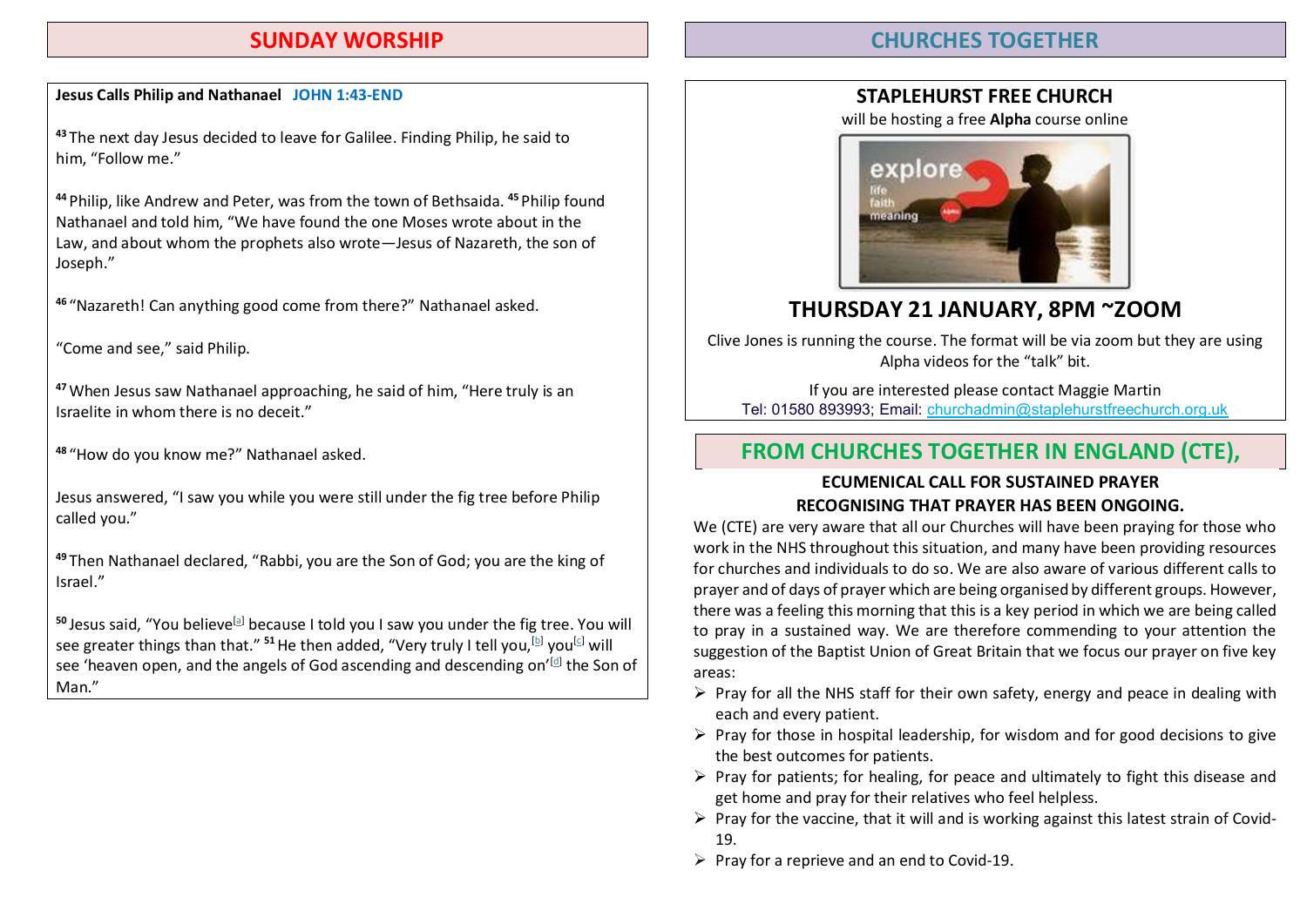## SUNDAY WORSHIP

**Jesus Calls Philip and Nathanael** **JOHN 1:43-END**

**43** The next day Jesus decided to leave for Galilee. Finding Philip, he said to him, "Follow me."

**44** Philip, like Andrew and Peter, was from the town of Bethsaida. **45** Philip found Nathanael and told him, "We have found the one Moses wrote about in the Law, and about whom the prophets also wrote—Jesus of Nazareth, the son of Joseph."

**46** "Nazareth! Can anything good come from there?" Nathanael asked.

"Come and see," said Philip.

**47** When Jesus saw Nathanael approaching, he said of him, "Here truly is an Israelite in whom there is no deceit."

**48** "How do you know me?" Nathanael asked.

Jesus answered, "I saw you while you were still under the fig tree before Philip called you."

**49** Then Nathanael declared, "Rabbi, you are the Son of God; you are the king of Israel."

**50** Jesus said, "You believe[a] because I told you I saw you under the fig tree. You will see greater things than that." **51** He then added, "Very truly I tell you,[b] you[c] will see 'heaven open, and the angels of God ascending and descending on'[d] the Son of Man."

## CHURCHES TOGETHER

### STAPLEHURST FREE CHURCH

will be hosting a free **Alpha** course online

### THURSDAY 21 JANUARY, 8PM ~ZOOM

Clive Jones is running the course. The format will be via zoom but they are using Alpha videos for the "talk" bit.

If you are interested please contact Maggie Martin
Tel: 01580 893993; Email: churchadmin@staplehurstfreechurch.org.uk

## FROM CHURCHES TOGETHER IN ENGLAND (CTE),

**ECUMENICAL CALL FOR SUSTAINED PRAYER**
**RECOGNISING THAT PRAYER HAS BEEN ONGOING.**

We (CTE) are very aware that all our Churches will have been praying for those who work in the NHS throughout this situation, and many have been providing resources for churches and individuals to do so. We are also aware of various different calls to prayer and of days of prayer which are being organised by different groups. However, there was a feeling this morning that this is a key period in which we are being called to pray in a sustained way. We are therefore commending to your attention the suggestion of the Baptist Union of Great Britain that we focus our prayer on five key areas:

- Pray for all the NHS staff for their own safety, energy and peace in dealing with each and every patient.
- Pray for those in hospital leadership, for wisdom and for good decisions to give the best outcomes for patients.
- Pray for patients; for healing, for peace and ultimately to fight this disease and get home and pray for their relatives who feel helpless.
- Pray for the vaccine, that it will and is working against this latest strain of Covid-19.
- Pray for a reprieve and an end to Covid-19.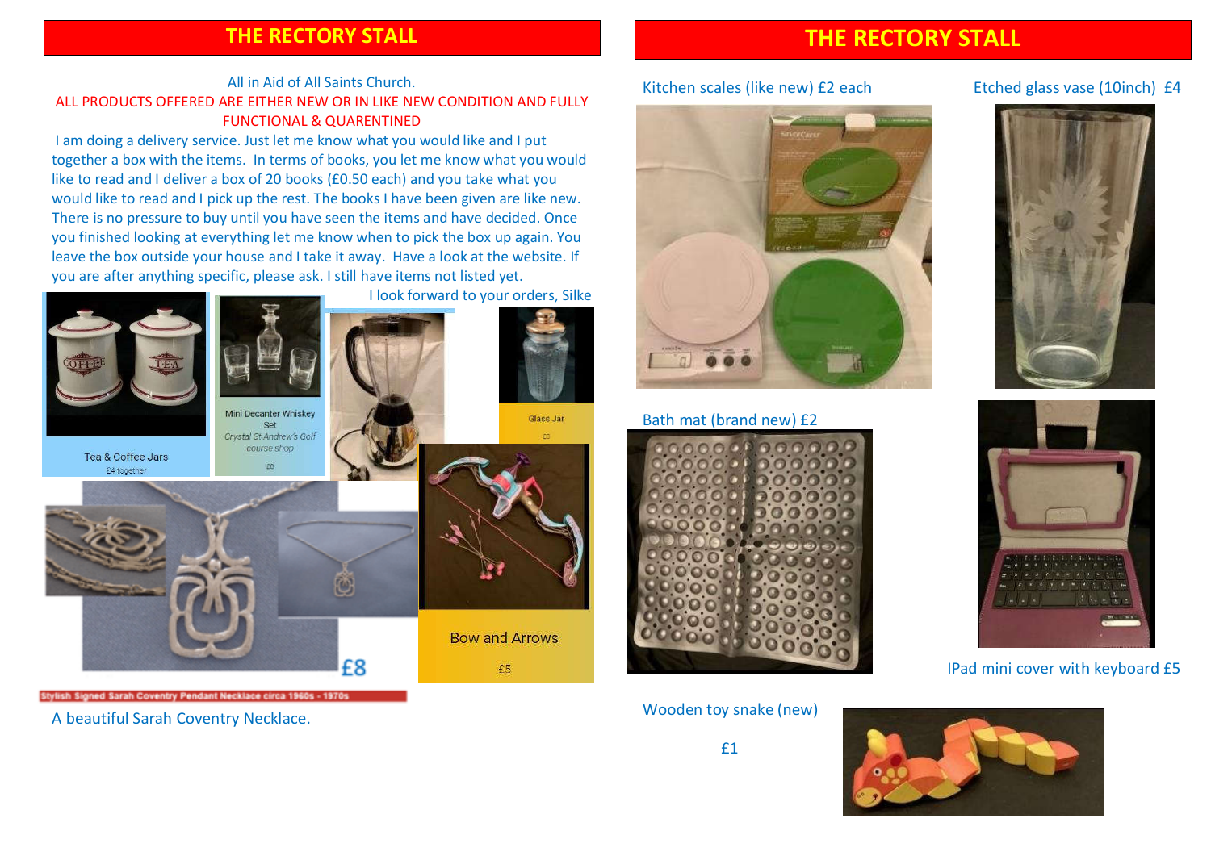# THE RECTORY STALL

All in Aid of All Saints Church.

ALL PRODUCTS OFFERED ARE EITHER NEW OR IN LIKE NEW CONDITION AND FULLY FUNCTIONAL & QUARENTINED

I am doing a delivery service. Just let me know what you would like and I put together a box with the items. In terms of books, you let me know what you would like to read and I deliver a box of 20 books (£0.50 each) and you take what you would like to read and I pick up the rest. The books I have been given are like new. There is no pressure to buy until you have seen the items and have decided. Once you finished looking at everything let me know when to pick the box up again. You leave the box outside your house and I take it away. Have a look at the website. If you are after anything specific, please ask. I still have items not listed yet.

I look forward to your orders, Silke

Tea & Coffee Jars

£4 together

Mini Decanter Whiskey Set

*Crystal St.Andrew's Golf course shop*

£8

Glass Jar

£3

Bow and Arrows

£5

£8

Stylish Signed Sarah Coventry Pendant Necklace circa 1960s - 1970s

A beautiful Sarah Coventry Necklace.

# THE RECTORY STALL

Kitchen scales (like new) £2 each

Etched glass vase (10inch) £4

Bath mat (brand new) £2

IPad mini cover with keyboard £5

Wooden toy snake (new)

£1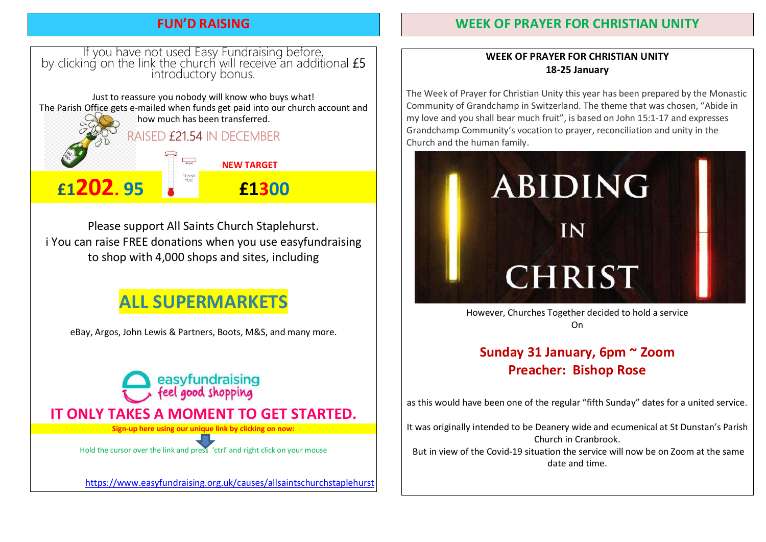## FUN'D RAISING

If you have not used Easy Fundraising before, by clicking on the link the church will receive an additional £5 introductory bonus.

Just to reassure you nobody will know who buys what!
The Parish Office gets e-mailed when funds get paid into our church account and how much has been transferred.

RAISED £21.54 IN DECEMBER

**£1202. 95**

**NEW TARGET**

**£1300**

Please support All Saints Church Staplehurst.
i You can raise FREE donations when you use easyfundraising to shop with 4,000 shops and sites, including

**ALL SUPERMARKETS**

eBay, Argos, John Lewis & Partners, Boots, M&S, and many more.

easyfundraising
feel good shopping

**IT ONLY TAKES A MOMENT TO GET STARTED.**

**Sign-up here using our unique link by clicking on now:**

Hold the cursor over the link and press 'ctrl' and right click on your mouse

https://www.easyfundraising.org.uk/causes/allsaintschurchstaplehurst

## WEEK OF PRAYER FOR CHRISTIAN UNITY

**WEEK OF PRAYER FOR CHRISTIAN UNITY**
**18-25 January**

The Week of Prayer for Christian Unity this year has been prepared by the Monastic Community of Grandchamp in Switzerland. The theme that was chosen, "Abide in my love and you shall bear much fruit", is based on John 15:1-17 and expresses Grandchamp Community's vocation to prayer, reconciliation and unity in the Church and the human family.

ABIDING IN CHRIST

However, Churches Together decided to hold a service On

**Sunday 31 January, 6pm ~ Zoom**
**Preacher: Bishop Rose**

as this would have been one of the regular "fifth Sunday" dates for a united service.

It was originally intended to be Deanery wide and ecumenical at St Dunstan's Parish Church in Cranbrook.
But in view of the Covid-19 situation the service will now be on Zoom at the same date and time.